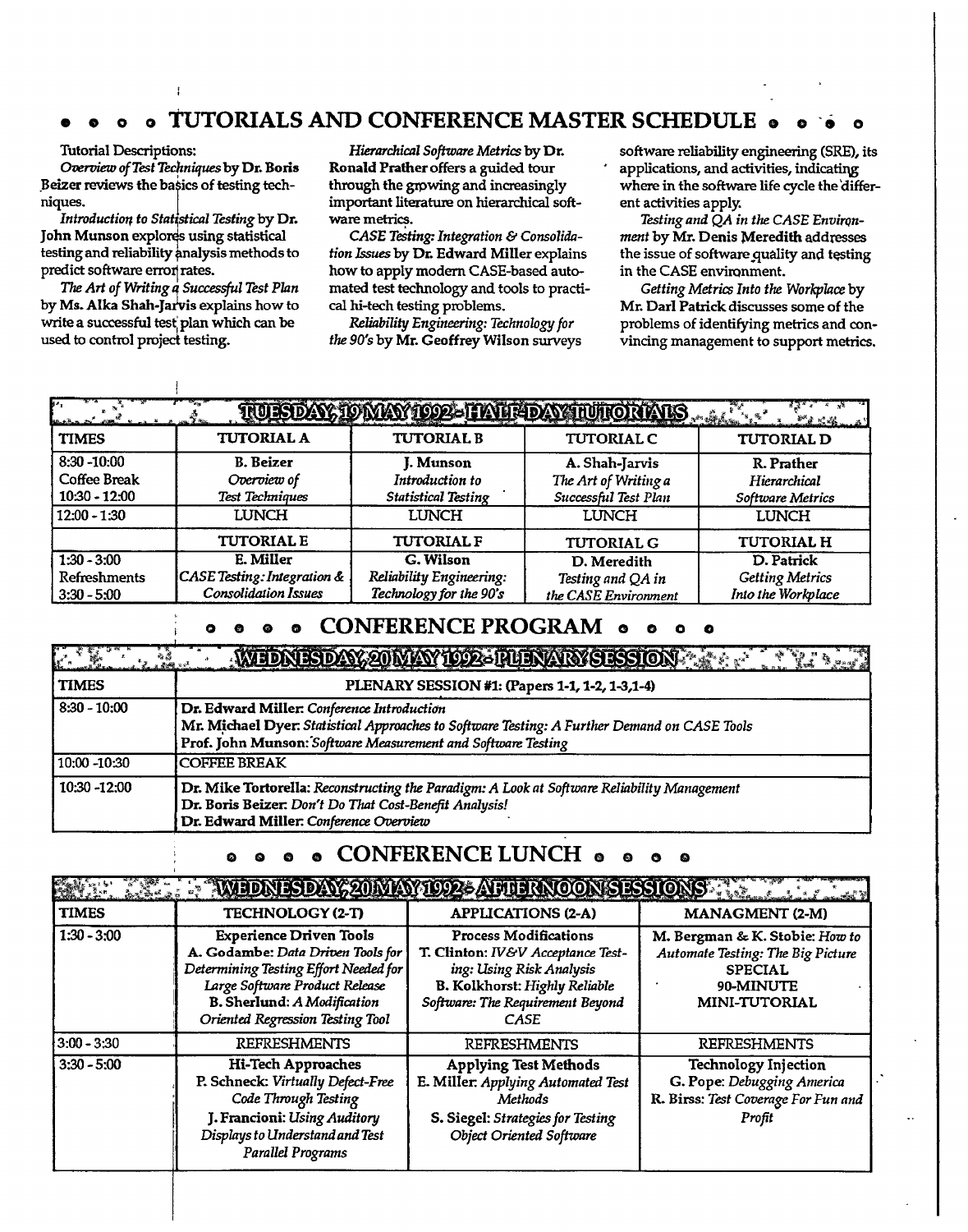# TUTORIALS AND CONFERENCE MASTER SCHEDULE

Tutorial Descriptions:

*Overview of Test Techniques* by **Dr. Boris Beizer** reviews the basics of testing techniques.

*Introduction to Statistical Testing* by **Dr. John Munson** explores using statistical testing and reliability analysis methods to predict software error rates.

*The Art of Writing a Successful Test Plan* by **Ms. Alka Shah-Jarvis** explains how to write a successful test plan which can be used to control project testing.

*Hierarchical Software Metrics* by **Dr. Ronald Prather** offers a guided tour through the growing and increasingly important literature on hierarchical software metrics.

*CASE Testing: Integration & Consolidation Issues* by **Dr. Edward Miller** explains how to apply modern CASE-based automated test technology and tools to practical hi-tech testing problems.

*Reliability Engineering: Technology for the 90's* by **Mr. Geoffrey Wilson** surveys software reliability engineering (SRE), its applications, and activities, indicating where in the software life cycle the different activities apply.

*Testing and QA in the CASE Environment* by **Mr. Denis Meredith** addresses the issue of software quality and testing in the CASE environment.

*Getting Metrics Into the Workplace* by **Mr. Darl Patrick** discusses some of the problems of identifying metrics and convincing management to support metrics.

## TUESDAY, 19 MAY 1992 - HALF-DAY TUTORIALS

| TIMES | TUTORIAL A | TUTORIAL B | TUTORIAL C | TUTORIAL D |
|---|---|---|---|---|
| 8:30 -10:00<br>Coffee Break<br>10:30 - 12:00 | **B. Beizer**<br>*Overview of Test Techniques* | **J. Munson**<br>*Introduction to Statistical Testing* | **A. Shah-Jarvis**<br>*The Art of Writing a Successful Test Plan* | **R. Prather**<br>*Hierarchical Software Metrics* |
| 12:00 - 1:30 | LUNCH | LUNCH | LUNCH | LUNCH |
| | **TUTORIAL E** | **TUTORIAL F** | **TUTORIAL G** | **TUTORIAL H** |
| 1:30 - 3:00<br>Refreshments<br>3:30 - 5:00 | **E. Miller**<br>*CASE Testing: Integration & Consolidation Issues* | **G. Wilson**<br>*Reliability Engineering: Technology for the 90's* | **D. Meredith**<br>*Testing and QA in the CASE Environment* | **D. Patrick**<br>*Getting Metrics Into the Workplace* |

# CONFERENCE PROGRAM

## WEDNESDAY, 20 MAY 1992 - PLENARY SESSION

| TIMES | PLENARY SESSION #1: (Papers 1-1, 1-2, 1-3,1-4) |
|---|---|
| 8:30 - 10:00 | **Dr. Edward Miller**: *Conference Introduction*<br>**Mr. Michael Dyer**: *Statistical Approaches to Software Testing: A Further Demand on CASE Tools*<br>**Prof. John Munson**: *Software Measurement and Software Testing* |
| 10:00 -10:30 | COFFEE BREAK |
| 10:30 -12:00 | **Dr. Mike Tortorella**: *Reconstructing the Paradigm: A Look at Software Reliability Management*<br>**Dr. Boris Beizer**: *Don't Do That Cost-Benefit Analysis!*<br>**Dr. Edward Miller**: *Conference Overview* |

# CONFERENCE LUNCH

## WEDNESDAY, 20 MAY 1992 - AFTERNOON SESSIONS

| TIMES | TECHNOLOGY (2-T) | APPLICATIONS (2-A) | MANAGMENT (2-M) |
|---|---|---|---|
| 1:30 - 3:00 | **Experience Driven Tools**<br>**A. Godambe**: *Data Driven Tools for Determining Testing Effort Needed for Large Software Product Release*<br>**B. Sherlund**: *A Modification Oriented Regression Testing Tool* | **Process Modifications**<br>**T. Clinton**: *IV&V Acceptance Testing: Using Risk Analysis*<br>**B. Kolkhorst**: *Highly Reliable Software: The Requirement Beyond CASE* | **M. Bergman & K. Stobie**: *How to Automate Testing: The Big Picture*<br>**SPECIAL 90-MINUTE MINI-TUTORIAL** |
| 3:00 - 3:30 | REFRESHMENTS | REFRESHMENTS | REFRESHMENTS |
| 3:30 - 5:00 | **Hi-Tech Approaches**<br>**P. Schneck**: *Virtually Defect-Free Code Through Testing*<br>**J. Francioni**: *Using Auditory Displays to Understand and Test Parallel Programs* | **Applying Test Methods**<br>**E. Miller**: *Applying Automated Test Methods*<br>**S. Siegel**: *Strategies for Testing Object Oriented Software* | **Technology Injection**<br>**G. Pope**: *Debugging America*<br>**R. Birss**: *Test Coverage For Fun and Profit* |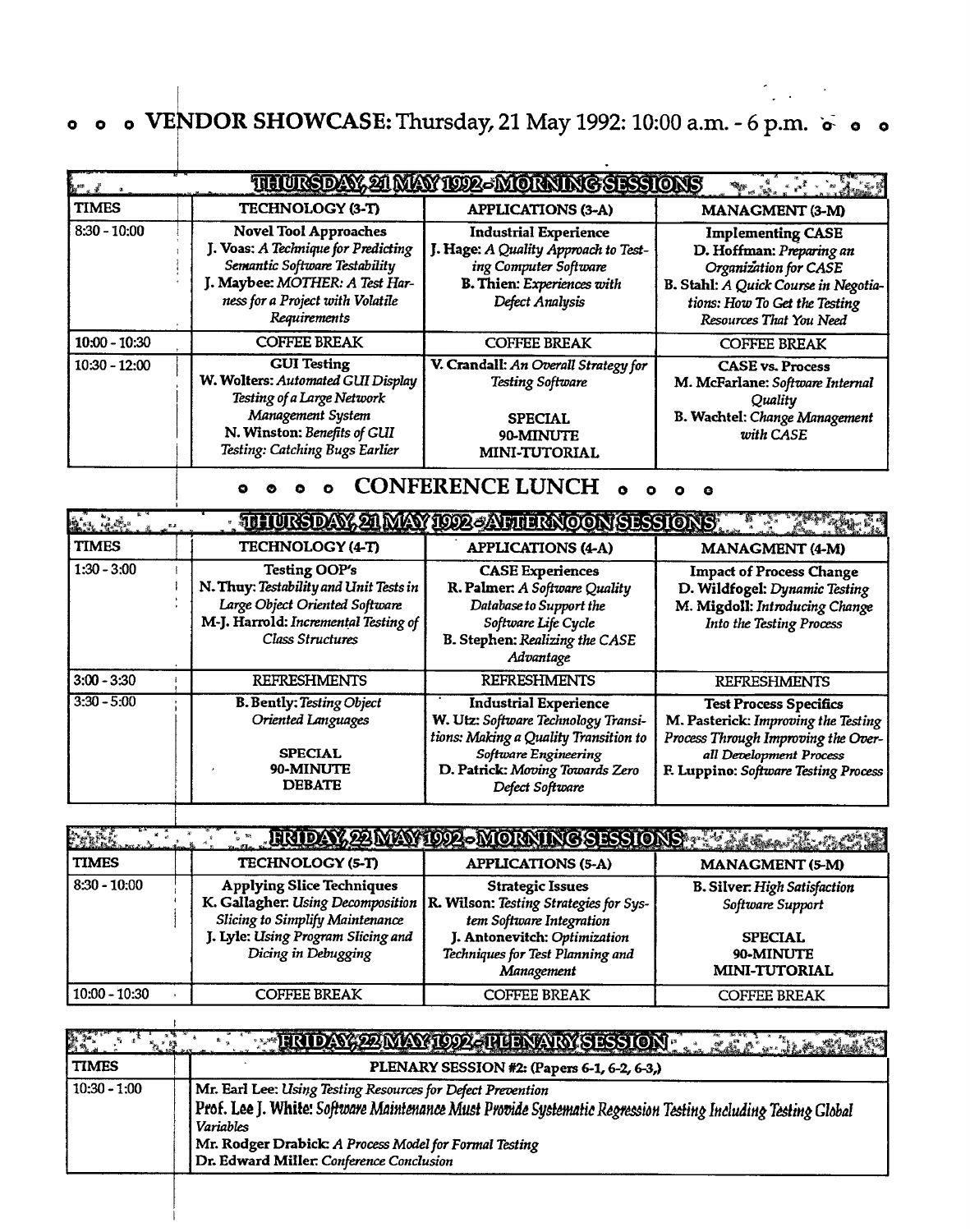## VENDOR SHOWCASE: Thursday, 21 May 1992: 10:00 a.m. - 6 p.m.

### THURSDAY, 21 MAY 1992 - MORNING SESSIONS

| TIMES | TECHNOLOGY (3-T) | APPLICATIONS (3-A) | MANAGMENT (3-M) |
|---|---|---|---|
| 8:30 - 10:00 | **Novel Tool Approaches** **J. Voas:** *A Technique for Predicting Semantic Software Testability* **J. Maybee:** *MOTHER: A Test Harness for a Project with Volatile Requirements* | **Industrial Experience** **J. Hage:** *A Quality Approach to Testing Computer Software* **B. Thien:** *Experiences with Defect Analysis* | **Implementing CASE** **D. Hoffman:** *Preparing an Organization for CASE* **B. Stahl:** *A Quick Course in Negotiations: How To Get the Testing Resources That You Need* |
| 10:00 - 10:30 | COFFEE BREAK | COFFEE BREAK | COFFEE BREAK |
| 10:30 - 12:00 | **GUI Testing** **W. Wolters:** *Automated GUI Display Testing of a Large Network Management System* **N. Winston:** *Benefits of GUI Testing: Catching Bugs Earlier* | **V. Crandall:** *An Overall Strategy for Testing Software* SPECIAL 90-MINUTE MINI-TUTORIAL | **CASE vs. Process** **M. McFarlane:** *Software Internal Quality* **B. Wachtel:** *Change Management with CASE* |

## CONFERENCE LUNCH

### THURSDAY, 21 MAY 1992 - AFTERNOON SESSIONS

| TIMES | TECHNOLOGY (4-T) | APPLICATIONS (4-A) | MANAGMENT (4-M) |
|---|---|---|---|
| 1:30 - 3:00 | **Testing OOP's** **N. Thuy:** *Testability and Unit Tests in Large Object Oriented Software* **M-J. Harrold:** *Incremental Testing of Class Structures* | **CASE Experiences** **R. Palmer:** *A Software Quality Database to Support the Software Life Cycle* **B. Stephen:** *Realizing the CASE Advantage* | **Impact of Process Change** **D. Wildfogel:** *Dynamic Testing* **M. Migdoll:** *Introducing Change Into the Testing Process* |
| 3:00 - 3:30 | REFRESHMENTS | REFRESHMENTS | REFRESHMENTS |
| 3:30 - 5:00 | **B. Bently:** *Testing Object Oriented Languages* SPECIAL 90-MINUTE DEBATE | **Industrial Experience** **W. Utz:** *Software Technology Transitions: Making a Quality Transition to Software Engineering* **D. Patrick:** *Moving Towards Zero Defect Software* | **Test Process Specifics** **M. Pasterick:** *Improving the Testing Process Through Improving the Overall Development Process* **F. Luppino:** *Software Testing Process* |

### FRIDAY, 22 MAY 1992 - MORNING SESSIONS

| TIMES | TECHNOLOGY (5-T) | APPLICATIONS (5-A) | MANAGMENT (5-M) |
|---|---|---|---|
| 8:30 - 10:00 | **Applying Slice Techniques** **K. Gallagher:** *Using Decomposition Slicing to Simplify Maintenance* **J. Lyle:** *Using Program Slicing and Dicing in Debugging* | **Strategic Issues** **R. Wilson:** *Testing Strategies for System Software Integration* **J. Antonevitch:** *Optimization Techniques for Test Planning and Management* | **B. Silver:** *High Satisfaction Software Support* SPECIAL 90-MINUTE MINI-TUTORIAL |
| 10:00 - 10:30 | COFFEE BREAK | COFFEE BREAK | COFFEE BREAK |

### FRIDAY, 22 MAY 1992 - PLENARY SESSION

| TIMES | PLENARY SESSION #2: (Papers 6-1, 6-2, 6-3,) |
|---|---|
| 10:30 - 1:00 | **Mr. Earl Lee:** *Using Testing Resources for Defect Prevention* **Prof. Lee J. White:** *Software Maintenance Must Provide Systematic Regression Testing Including Testing Global Variables* **Mr. Rodger Drabick:** *A Process Model for Formal Testing* **Dr. Edward Miller:** *Conference Conclusion* |